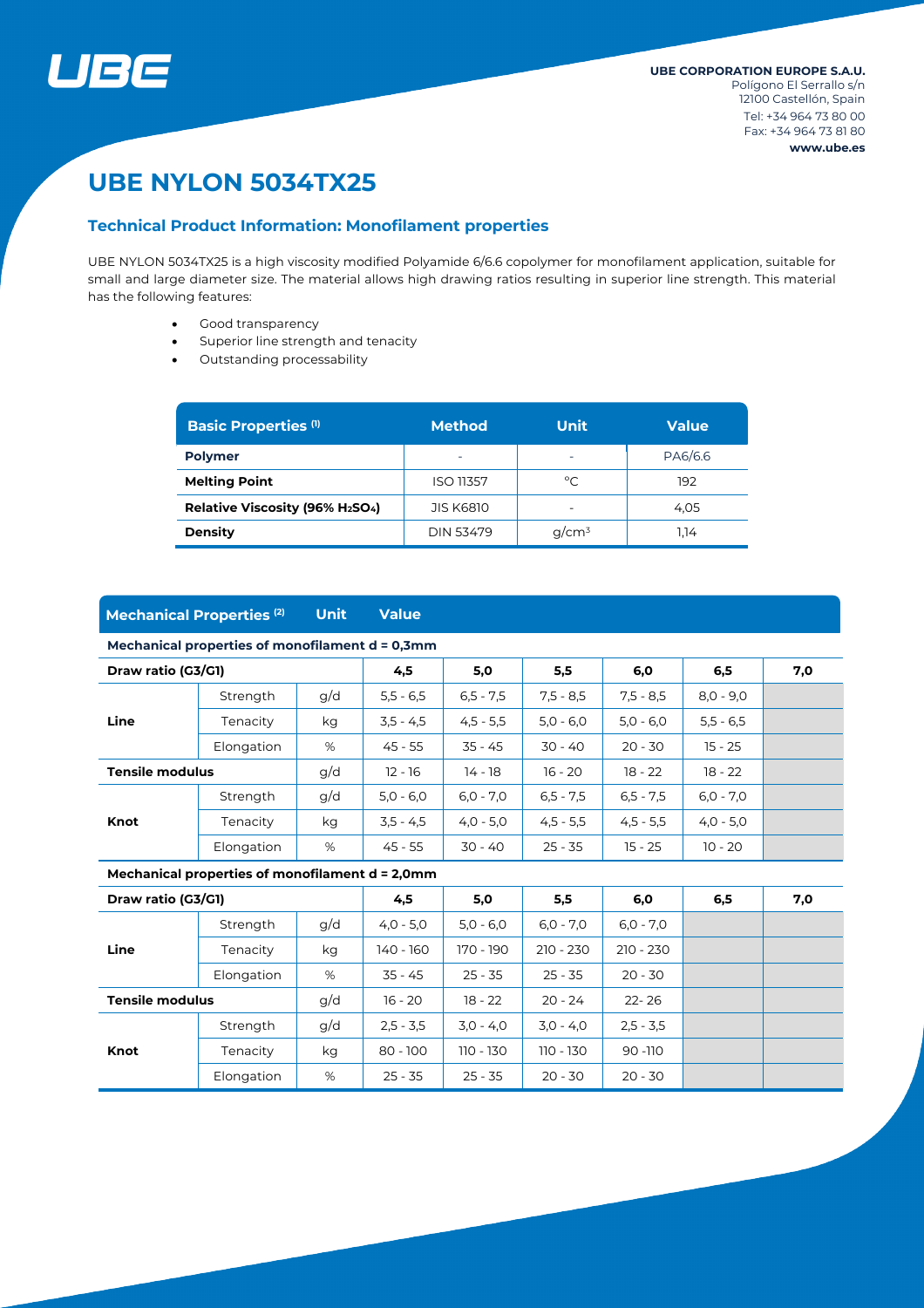UBE CORPORATION EUROPE S.A.U.
Polígono El Serrallo s/n
12100 Castellón, Spain
Tel: +34 964 73 80 00
Fax: +34 964 73 81 80
www.ube.es

# UBE NYLON 5034TX25

## Technical Product Information: Monofilament properties

UBE NYLON 5034TX25 is a high viscosity modified Polyamide 6/6.6 copolymer for monofilament application, suitable for small and large diameter size. The material allows high drawing ratios resulting in superior line strength. This material has the following features:

- Good transparency
- Superior line strength and tenacity
- Outstanding processability

| Basic Properties [1] | Method | Unit | Value |
|---|---|---|---|
| **Polymer** | - | - | PA6/6.6 |
| **Melting Point** | ISO 11357 | °C | 192 |
| **Relative Viscosity (96% $H_2SO_4$)** | JIS K6810 | - | 4,05 |
| **Density** | DIN 53479 | $g/cm^3$ | 1,14 |

| Mechanical Properties [2] | | Unit | Value | | | | | |
|---|---|---|---|---|---|---|---|---|
| **Mechanical properties of monofilament d = 0,3mm** | | | | | | | | |
| **Draw ratio (G3/G1)** | | | **4,5** | **5,0** | **5,5** | **6,0** | **6,5** | **7,0** |
| **Line** | Strength | g/d | 5,5 - 6,5 | 6,5 - 7,5 | 7,5 - 8,5 | 7,5 - 8,5 | 8,0 - 9,0 | |
| | Tenacity | kg | 3,5 - 4,5 | 4,5 - 5,5 | 5,0 - 6,0 | 5,0 - 6,0 | 5,5 - 6,5 | |
| | Elongation | % | 45 - 55 | 35 - 45 | 30 - 40 | 20 - 30 | 15 - 25 | |
| **Tensile modulus** | | g/d | 12 - 16 | 14 - 18 | 16 - 20 | 18 - 22 | 18 - 22 | |
| **Knot** | Strength | g/d | 5,0 - 6,0 | 6,0 - 7,0 | 6,5 - 7,5 | 6,5 - 7,5 | 6,0 - 7,0 | |
| | Tenacity | kg | 3,5 - 4,5 | 4,0 - 5,0 | 4,5 - 5,5 | 4,5 - 5,5 | 4,0 - 5,0 | |
| | Elongation | % | 45 - 55 | 30 - 40 | 25 - 35 | 15 - 25 | 10 - 20 | |
| **Mechanical properties of monofilament d = 2,0mm** | | | | | | | | |
| **Draw ratio (G3/G1)** | | | **4,5** | **5,0** | **5,5** | **6,0** | **6,5** | **7,0** |
| **Line** | Strength | g/d | 4,0 - 5,0 | 5,0 - 6,0 | 6,0 - 7,0 | 6,0 - 7,0 | | |
| | Tenacity | kg | 140 - 160 | 170 - 190 | 210 - 230 | 210 - 230 | | |
| | Elongation | % | 35 - 45 | 25 - 35 | 25 - 35 | 20 - 30 | | |
| **Tensile modulus** | | g/d | 16 - 20 | 18 - 22 | 20 - 24 | 22- 26 | | |
| **Knot** | Strength | g/d | 2,5 - 3,5 | 3,0 - 4,0 | 3,0 - 4,0 | 2,5 - 3,5 | | |
| | Tenacity | kg | 80 - 100 | 110 - 130 | 110 - 130 | 90 -110 | | |
| | Elongation | % | 25 - 35 | 25 - 35 | 20 - 30 | 20 - 30 | | |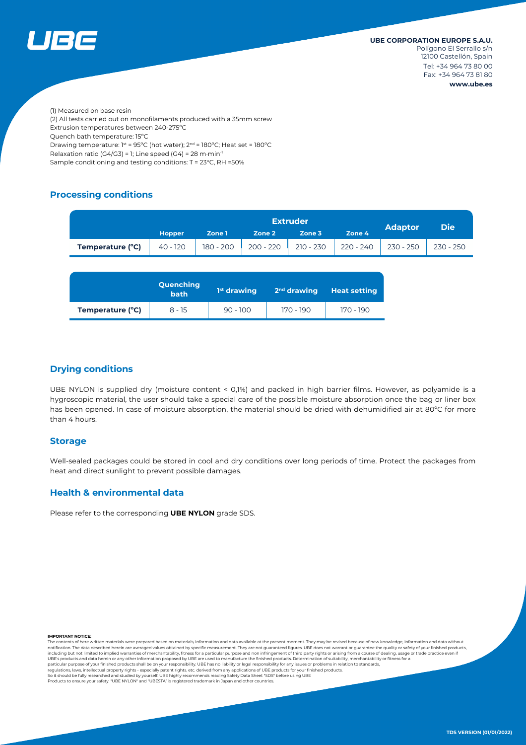UBE CORPORATION EUROPE S.A.U.
Polígono El Serrallo s/n
12100 Castellón, Spain
Tel: +34 964 73 80 00
Fax: +34 964 73 81 80
www.ube.es

(1) Measured on base resin
(2) All tests carried out on monofilaments produced with a 35mm screw
Extrusion temperatures between 240-275°C
Quench bath temperature: 15°C
Drawing temperature: 1st = 95°C (hot water); 2nd = 180°C; Heat set = 180°C
Relaxation ratio (G4/G3) = 1; Line speed (G4) = 28 $m{\cdot}min^{-1}$
Sample conditioning and testing conditions: T = 23°C, RH =50%

## Processing conditions

| | Extruder | | | | | Adaptor | Die |
|---|---|---|---|---|---|---|---|
| | Hopper | Zone 1 | Zone 2 | Zone 3 | Zone 4 | | |
| **Temperature (°C)** | 40 - 120 | 180 - 200 | 200 - 220 | 210 - 230 | 220 - 240 | 230 - 250 | 230 - 250 |

| | Quenching bath | 1st drawing | 2nd drawing | Heat setting |
|---|---|---|---|---|
| **Temperature (°C)** | 8 - 15 | 90 - 100 | 170 - 190 | 170 - 190 |

## Drying conditions

UBE NYLON is supplied dry (moisture content < 0,1%) and packed in high barrier films. However, as polyamide is a hygroscopic material, the user should take a special care of the possible moisture absorption once the bag or liner box has been opened. In case of moisture absorption, the material should be dried with dehumidified air at 80°C for more than 4 hours.

## Storage

Well-sealed packages could be stored in cool and dry conditions over long periods of time. Protect the packages from heat and direct sunlight to prevent possible damages.

## Health & environmental data

Please refer to the corresponding **UBE NYLON** grade SDS.

**IMPORTANT NOTICE:**
The contents of here written materials were prepared based on materials, information and data available at the present moment. They may be revised because of new knowledge, information and data without notification. The data described herein are averaged values obtained by specific measurement. They are not guaranteed figures. UBE does not warrant or guarantee the quality or safety of your finished products, including but not limited to implied warranties of merchantability, fitness for a particular purpose and non infringement of third party rights or arising from a course of dealing, usage or trade practice even if UBE's products and data herein or any other information proposed by UBE are used to manufacture the finished products. Determination of suitability, merchantability or fitness for a particular purpose of your finished products shall be on your responsibility. UBE has no liability or legal responsibility for any issues or problems in relation to standards, regulations, laws, intellectual property rights - especially patent rights, etc. derived from any applications of UBE products for your finished products. So it should be fully researched and studied by yourself. UBE highly recommends reading Safety Data Sheet "SDS" before using UBE Products to ensure your safety. "UBE NYLON" and "UBESTA" is registered trademark in Japan and other countries.

TDS VERSION (01/01/2022)